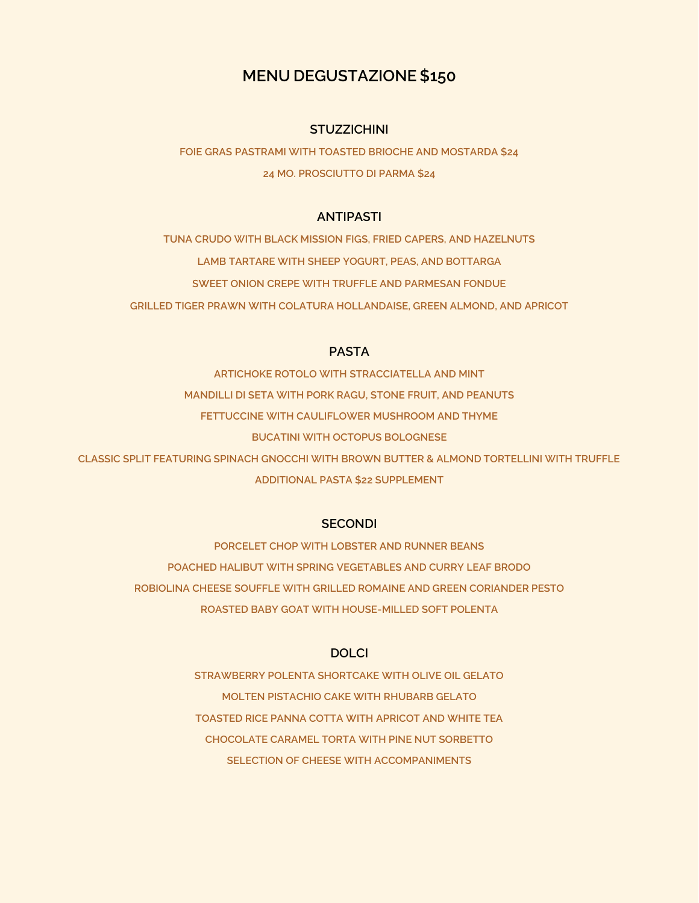# MENU DEGUSTAZIONE $150

## STUZZICHINI

FOIE GRAS PASTRAMI WITH TOASTED BRIOCHE AND MOSTARDA $24

24 MO. PROSCIUTTO DI PARMA $24

## ANTIPASTI

TUNA CRUDO WITH BLACK MISSION FIGS, FRIED CAPERS, AND HAZELNUTS

LAMB TARTARE WITH SHEEP YOGURT, PEAS, AND BOTTARGA

SWEET ONION CREPE WITH TRUFFLE AND PARMESAN FONDUE

GRILLED TIGER PRAWN WITH COLATURA HOLLANDAISE, GREEN ALMOND, AND APRICOT

## PASTA

ARTICHOKE ROTOLO WITH STRACCIATELLA AND MINT

MANDILLI DI SETA WITH PORK RAGU, STONE FRUIT, AND PEANUTS

FETTUCCINE WITH CAULIFLOWER MUSHROOM AND THYME

BUCATINI WITH OCTOPUS BOLOGNESE

CLASSIC SPLIT FEATURING SPINACH GNOCCHI WITH BROWN BUTTER & ALMOND TORTELLINI WITH TRUFFLE

ADDITIONAL PASTA $22 SUPPLEMENT

## SECONDI

PORCELET CHOP WITH LOBSTER AND RUNNER BEANS

POACHED HALIBUT WITH SPRING VEGETABLES AND CURRY LEAF BRODO

ROBIOLINA CHEESE SOUFFLE WITH GRILLED ROMAINE AND GREEN CORIANDER PESTO

ROASTED BABY GOAT WITH HOUSE-MILLED SOFT POLENTA

## DOLCI

STRAWBERRY POLENTA SHORTCAKE WITH OLIVE OIL GELATO

MOLTEN PISTACHIO CAKE WITH RHUBARB GELATO

TOASTED RICE PANNA COTTA WITH APRICOT AND WHITE TEA

CHOCOLATE CARAMEL TORTA WITH PINE NUT SORBETTO

SELECTION OF CHEESE WITH ACCOMPANIMENTS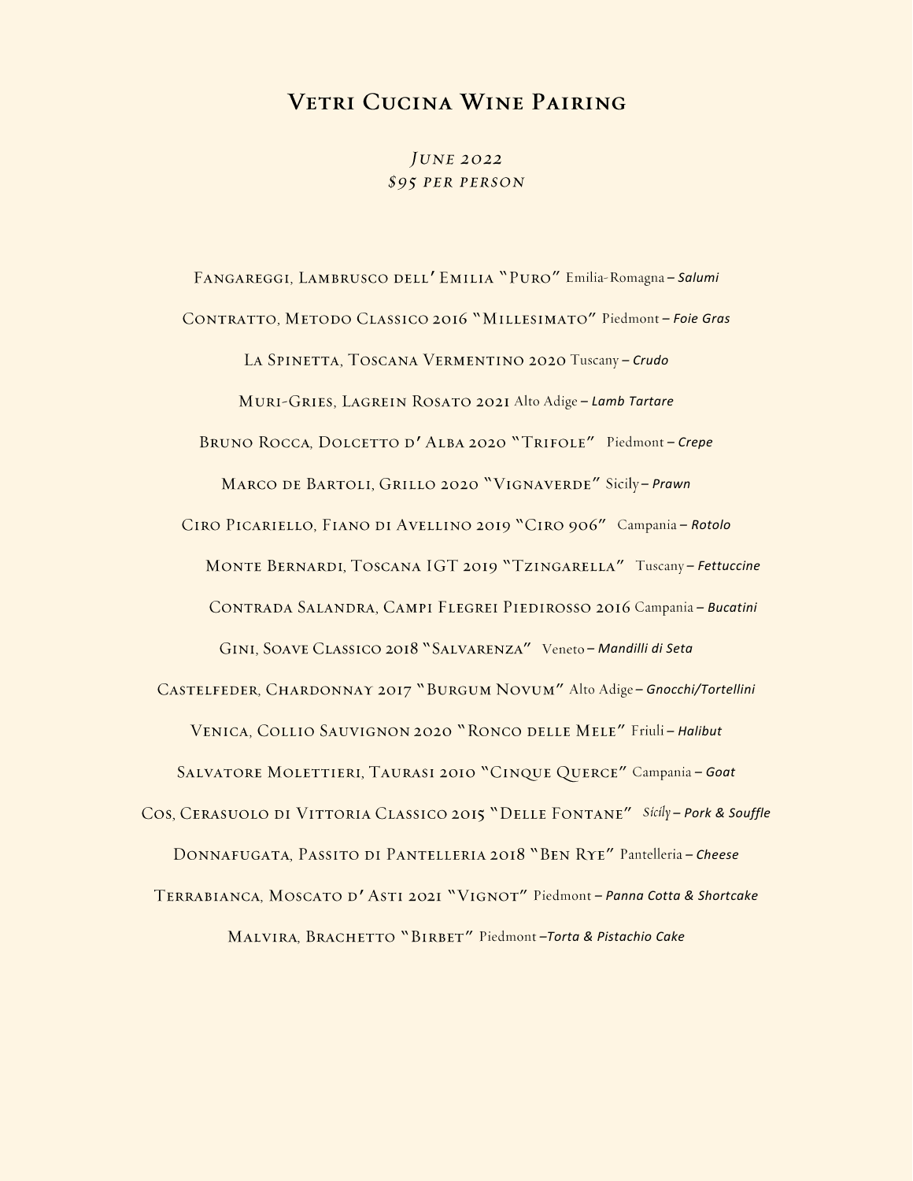# Vetri Cucina Wine Pairing

*June 2022*
*$95 per person*

Fangareggi, Lambrusco dell' Emilia "Puro" Emilia-Romagna – ***Salumi***

Contratto, Metodo Classico 2016 "Millesimato" Piedmont – ***Foie Gras***

La Spinetta, Toscana Vermentino 2020 Tuscany – ***Crudo***

Muri-Gries, Lagrein Rosato 2021 Alto Adige – ***Lamb Tartare***

Bruno Rocca, Dolcetto d' Alba 2020 "Trifole" Piedmont – ***Crepe***

Marco de Bartoli, Grillo 2020 "Vignaverde" Sicily – ***Prawn***

Ciro Picariello, Fiano di Avellino 2019 "Ciro 906" Campania – ***Rotolo***

Monte Bernardi, Toscana IGT 2019 "Tzingarella" Tuscany – ***Fettuccine***

Contrada Salandra, Campi Flegrei Piedirosso 2016 Campania – ***Bucatini***

Gini, Soave Classico 2018 "Salvarenza" Veneto – ***Mandilli di Seta***

Castelfeder, Chardonnay 2017 "Burgum Novum" Alto Adige – ***Gnocchi/Tortellini***

Venica, Collio Sauvignon 2020 "Ronco delle Mele" Friuli – ***Halibut***

Salvatore Molettieri, Taurasi 2010 "Cinque Querce" Campania – ***Goat***

Cos, Cerasuolo di Vittoria Classico 2015 "Delle Fontane" *Sicily* – ***Pork & Souffle***

Donnafugata, Passito di Pantelleria 2018 "Ben Rye" Pantelleria – ***Cheese***

Terrabianca, Moscato d' Asti 2021 "Vignot" Piedmont – ***Panna Cotta & Shortcake***

Malvira, Brachetto "Birbet" Piedmont –***Torta & Pistachio Cake***